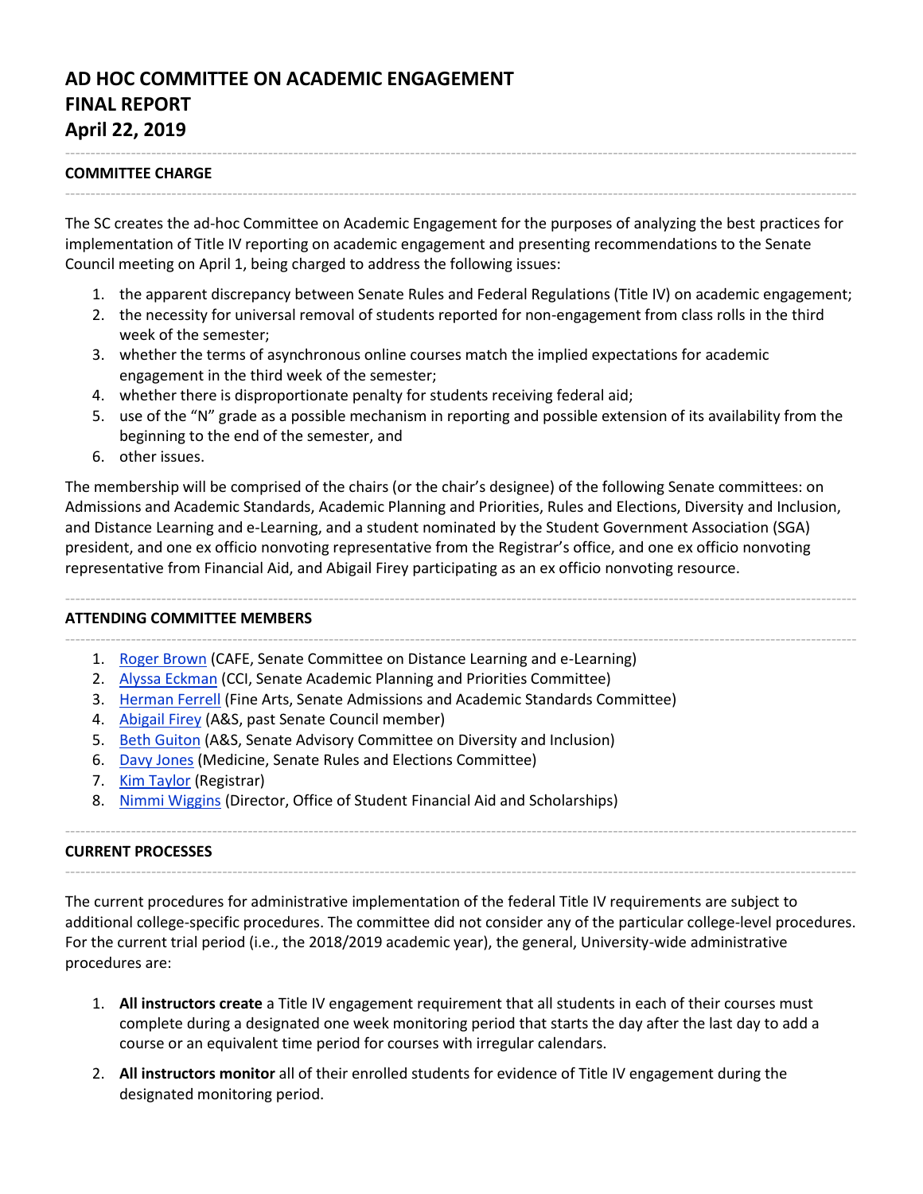# AD HOC COMMITTEE ON ACADEMIC ENGAGEMENT
# FINAL REPORT
# April 22, 2019

---

## COMMITTEE CHARGE

---

The SC creates the ad-hoc Committee on Academic Engagement for the purposes of analyzing the best practices for implementation of Title IV reporting on academic engagement and presenting recommendations to the Senate Council meeting on April 1, being charged to address the following issues:

1. the apparent discrepancy between Senate Rules and Federal Regulations (Title IV) on academic engagement;
2. the necessity for universal removal of students reported for non-engagement from class rolls in the third week of the semester;
3. whether the terms of asynchronous online courses match the implied expectations for academic engagement in the third week of the semester;
4. whether there is disproportionate penalty for students receiving federal aid;
5. use of the "N" grade as a possible mechanism in reporting and possible extension of its availability from the beginning to the end of the semester, and
6. other issues.

The membership will be comprised of the chairs (or the chair's designee) of the following Senate committees: on Admissions and Academic Standards, Academic Planning and Priorities, Rules and Elections, Diversity and Inclusion, and Distance Learning and e-Learning, and a student nominated by the Student Government Association (SGA) president, and one ex officio nonvoting representative from the Registrar's office, and one ex officio nonvoting representative from Financial Aid, and Abigail Firey participating as an ex officio nonvoting resource.

---

## ATTENDING COMMITTEE MEMBERS

---

1. Roger Brown (CAFE, Senate Committee on Distance Learning and e-Learning)
2. Alyssa Eckman (CCI, Senate Academic Planning and Priorities Committee)
3. Herman Ferrell (Fine Arts, Senate Admissions and Academic Standards Committee)
4. Abigail Firey (A&S, past Senate Council member)
5. Beth Guiton (A&S, Senate Advisory Committee on Diversity and Inclusion)
6. Davy Jones (Medicine, Senate Rules and Elections Committee)
7. Kim Taylor (Registrar)
8. Nimmi Wiggins (Director, Office of Student Financial Aid and Scholarships)

---

## CURRENT PROCESSES

---

The current procedures for administrative implementation of the federal Title IV requirements are subject to additional college-specific procedures. The committee did not consider any of the particular college-level procedures. For the current trial period (i.e., the 2018/2019 academic year), the general, University-wide administrative procedures are:

1. **All instructors create** a Title IV engagement requirement that all students in each of their courses must complete during a designated one week monitoring period that starts the day after the last day to add a course or an equivalent time period for courses with irregular calendars.

2. **All instructors monitor** all of their enrolled students for evidence of Title IV engagement during the designated monitoring period.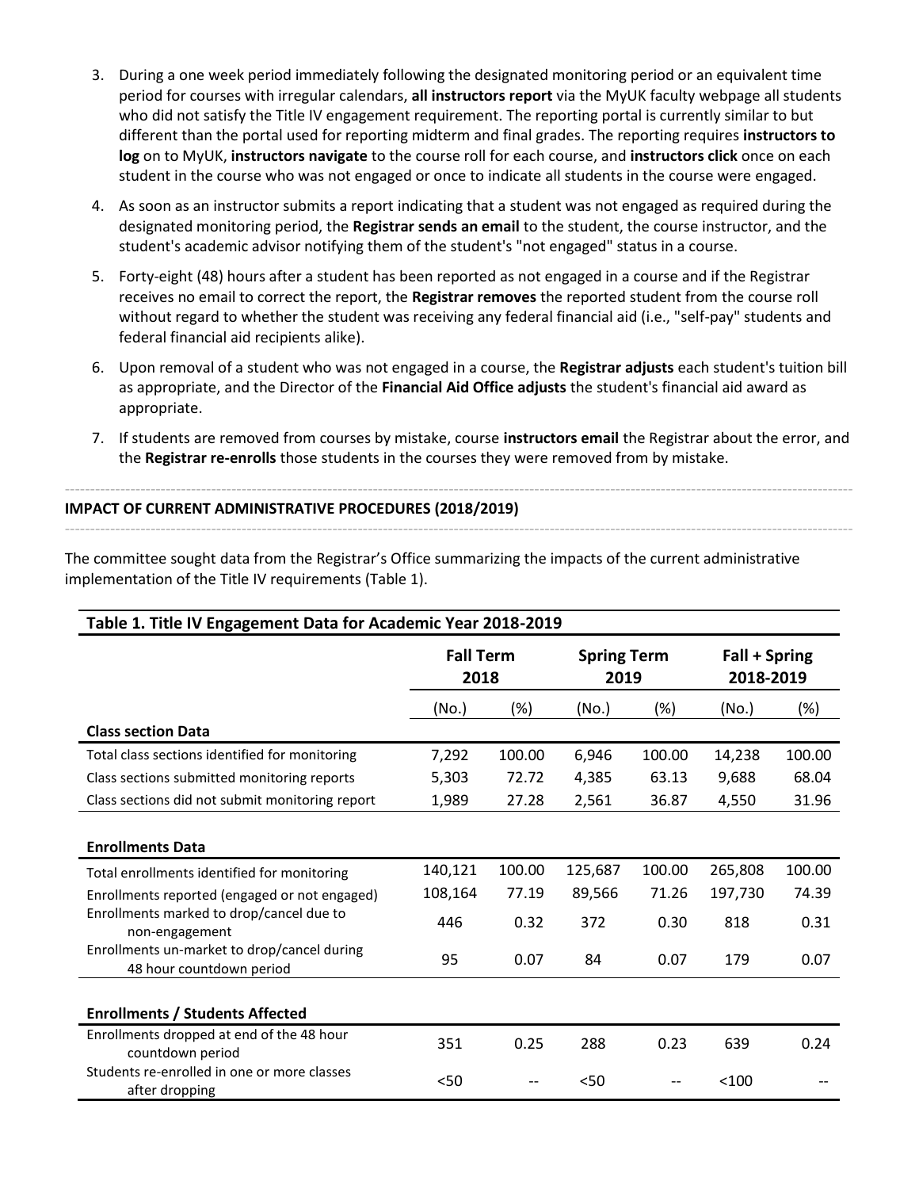3. During a one week period immediately following the designated monitoring period or an equivalent time period for courses with irregular calendars, **all instructors report** via the MyUK faculty webpage all students who did not satisfy the Title IV engagement requirement. The reporting portal is currently similar to but different than the portal used for reporting midterm and final grades. The reporting requires **instructors to log** on to MyUK, **instructors navigate** to the course roll for each course, and **instructors click** once on each student in the course who was not engaged or once to indicate all students in the course were engaged.
4. As soon as an instructor submits a report indicating that a student was not engaged as required during the designated monitoring period, the **Registrar sends an email** to the student, the course instructor, and the student's academic advisor notifying them of the student's "not engaged" status in a course.
5. Forty-eight (48) hours after a student has been reported as not engaged in a course and if the Registrar receives no email to correct the report, the **Registrar removes** the reported student from the course roll without regard to whether the student was receiving any federal financial aid (i.e., "self-pay" students and federal financial aid recipients alike).
6. Upon removal of a student who was not engaged in a course, the **Registrar adjusts** each student's tuition bill as appropriate, and the Director of the **Financial Aid Office adjusts** the student's financial aid award as appropriate.
7. If students are removed from courses by mistake, course **instructors email** the Registrar about the error, and the **Registrar re-enrolls** those students in the courses they were removed from by mistake.

**IMPACT OF CURRENT ADMINISTRATIVE PROCEDURES (2018/2019)**

The committee sought data from the Registrar's Office summarizing the impacts of the current administrative implementation of the Title IV requirements (Table 1).

**Table 1. Title IV Engagement Data for Academic Year 2018-2019**

| | Fall Term 2018 | | Spring Term 2019 | | Fall + Spring 2018-2019 | |
|---|---|---|---|---|---|---|
| | (No.) | (%) | (No.) | (%) | (No.) | (%) |
| **Class section Data** | | | | | | |
| Total class sections identified for monitoring | 7,292 | 100.00 | 6,946 | 100.00 | 14,238 | 100.00 |
| Class sections submitted monitoring reports | 5,303 | 72.72 | 4,385 | 63.13 | 9,688 | 68.04 |
| Class sections did not submit monitoring report | 1,989 | 27.28 | 2,561 | 36.87 | 4,550 | 31.96 |
| **Enrollments Data** | | | | | | |
| Total enrollments identified for monitoring | 140,121 | 100.00 | 125,687 | 100.00 | 265,808 | 100.00 |
| Enrollments reported (engaged or not engaged) | 108,164 | 77.19 | 89,566 | 71.26 | 197,730 | 74.39 |
| Enrollments marked to drop/cancel due to non-engagement | 446 | 0.32 | 372 | 0.30 | 818 | 0.31 |
| Enrollments un-market to drop/cancel during 48 hour countdown period | 95 | 0.07 | 84 | 0.07 | 179 | 0.07 |
| **Enrollments / Students Affected** | | | | | | |
| Enrollments dropped at end of the 48 hour countdown period | 351 | 0.25 | 288 | 0.23 | 639 | 0.24 |
| Students re-enrolled in one or more classes after dropping | <50 | -- | <50 | -- | <100 | -- |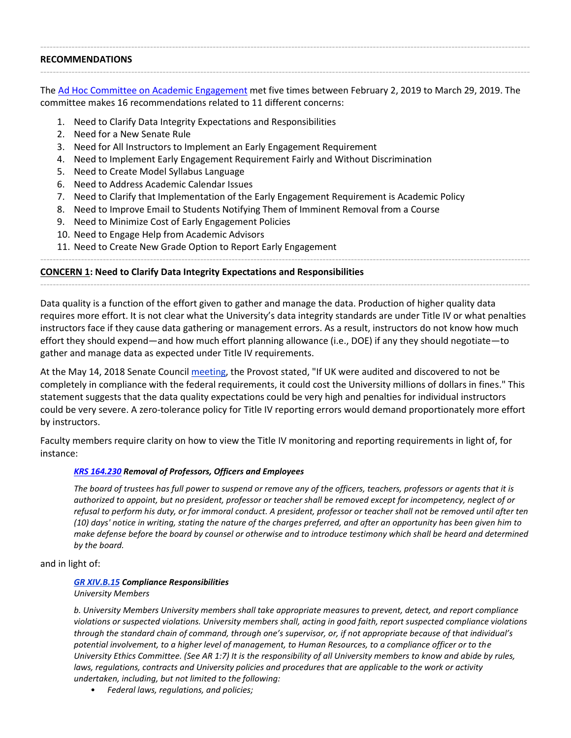## RECOMMENDATIONS

The Ad Hoc Committee on Academic Engagement met five times between February 2, 2019 to March 29, 2019. The committee makes 16 recommendations related to 11 different concerns:

1. Need to Clarify Data Integrity Expectations and Responsibilities
2. Need for a New Senate Rule
3. Need for All Instructors to Implement an Early Engagement Requirement
4. Need to Implement Early Engagement Requirement Fairly and Without Discrimination
5. Need to Create Model Syllabus Language
6. Need to Address Academic Calendar Issues
7. Need to Clarify that Implementation of the Early Engagement Requirement is Academic Policy
8. Need to Improve Email to Students Notifying Them of Imminent Removal from a Course
9. Need to Minimize Cost of Early Engagement Policies
10. Need to Engage Help from Academic Advisors
11. Need to Create New Grade Option to Report Early Engagement

## CONCERN 1: Need to Clarify Data Integrity Expectations and Responsibilities

Data quality is a function of the effort given to gather and manage the data. Production of higher quality data requires more effort. It is not clear what the University's data integrity standards are under Title IV or what penalties instructors face if they cause data gathering or management errors. As a result, instructors do not know how much effort they should expend—and how much effort planning allowance (i.e., DOE) if any they should negotiate—to gather and manage data as expected under Title IV requirements.

At the May 14, 2018 Senate Council meeting, the Provost stated, "If UK were audited and discovered to not be completely in compliance with the federal requirements, it could cost the University millions of dollars in fines." This statement suggests that the data quality expectations could be very high and penalties for individual instructors could be very severe. A zero-tolerance policy for Title IV reporting errors would demand proportionately more effort by instructors.

Faculty members require clarity on how to view the Title IV monitoring and reporting requirements in light of, for instance:

> ***KRS 164.230 Removal of Professors, Officers and Employees***
>
> *The board of trustees has full power to suspend or remove any of the officers, teachers, professors or agents that it is authorized to appoint, but no president, professor or teacher shall be removed except for incompetency, neglect of or refusal to perform his duty, or for immoral conduct. A president, professor or teacher shall not be removed until after ten (10) days' notice in writing, stating the nature of the charges preferred, and after an opportunity has been given him to make defense before the board by counsel or otherwise and to introduce testimony which shall be heard and determined by the board.*

and in light of:

> ***GR XIV.B.15 Compliance Responsibilities***
> *University Members*
>
> *b. University Members University members shall take appropriate measures to prevent, detect, and report compliance violations or suspected violations. University members shall, acting in good faith, report suspected compliance violations through the standard chain of command, through one's supervisor, or, if not appropriate because of that individual's potential involvement, to a higher level of management, to Human Resources, to a compliance officer or to the University Ethics Committee. (See AR 1:7) It is the responsibility of all University members to know and abide by rules, laws, regulations, contracts and University policies and procedures that are applicable to the work or activity undertaken, including, but not limited to the following:*
>
> - *Federal laws, regulations, and policies;*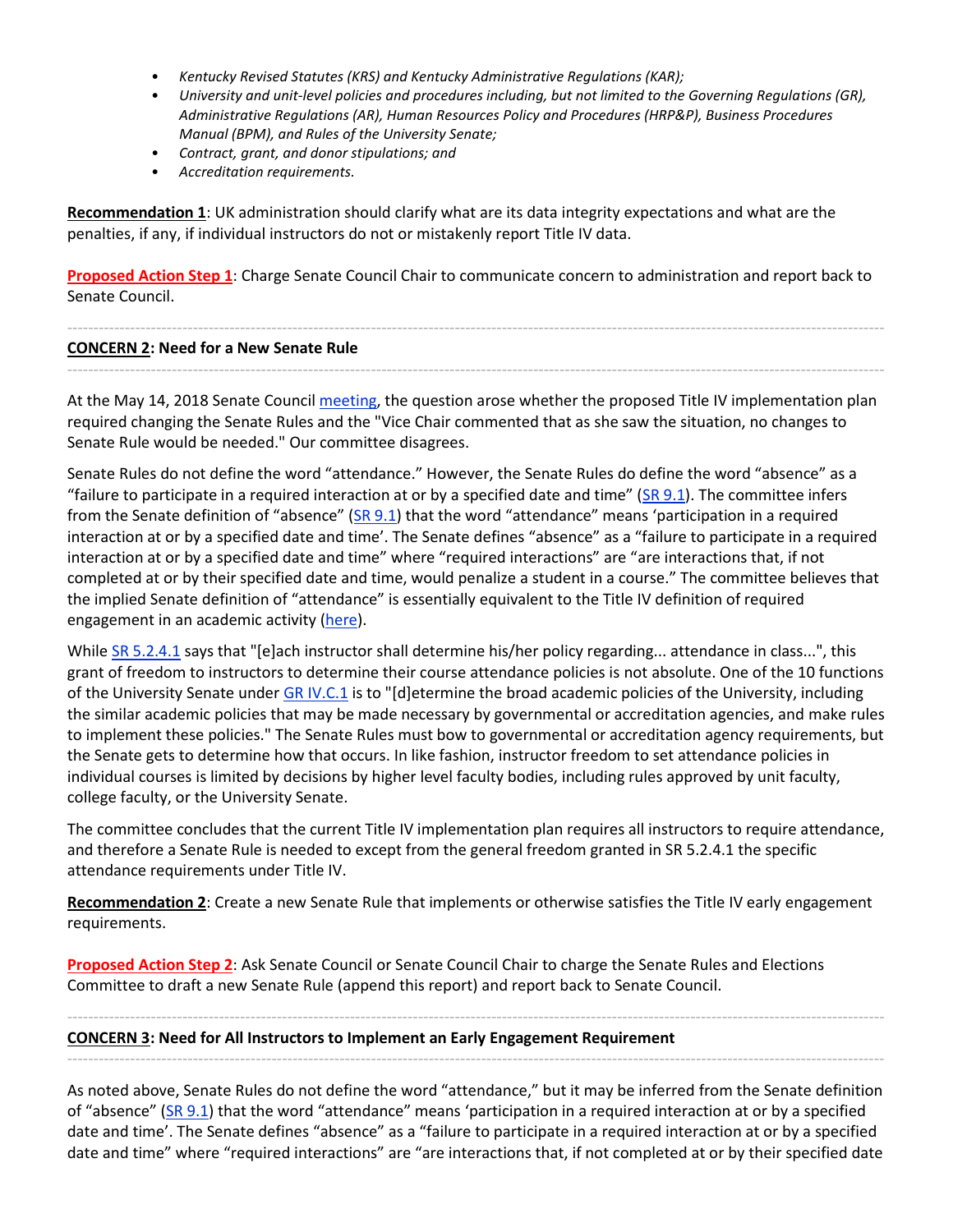- *Kentucky Revised Statutes (KRS) and Kentucky Administrative Regulations (KAR);*
- *University and unit-level policies and procedures including, but not limited to the Governing Regulations (GR), Administrative Regulations (AR), Human Resources Policy and Procedures (HRP&P), Business Procedures Manual (BPM), and Rules of the University Senate;*
- *Contract, grant, and donor stipulations; and*
- *Accreditation requirements.*

**Recommendation 1**: UK administration should clarify what are its data integrity expectations and what are the penalties, if any, if individual instructors do not or mistakenly report Title IV data.

**Proposed Action Step 1**: Charge Senate Council Chair to communicate concern to administration and report back to Senate Council.

---

**CONCERN 2: Need for a New Senate Rule**

---

At the May 14, 2018 Senate Council meeting, the question arose whether the proposed Title IV implementation plan required changing the Senate Rules and the "Vice Chair commented that as she saw the situation, no changes to Senate Rule would be needed." Our committee disagrees.

Senate Rules do not define the word "attendance." However, the Senate Rules do define the word "absence" as a "failure to participate in a required interaction at or by a specified date and time" (SR 9.1). The committee infers from the Senate definition of "absence" (SR 9.1) that the word "attendance" means 'participation in a required interaction at or by a specified date and time'. The Senate defines "absence" as a "failure to participate in a required interaction at or by a specified date and time" where "required interactions" are "are interactions that, if not completed at or by their specified date and time, would penalize a student in a course." The committee believes that the implied Senate definition of "attendance" is essentially equivalent to the Title IV definition of required engagement in an academic activity (here).

While SR 5.2.4.1 says that "[e]ach instructor shall determine his/her policy regarding... attendance in class...", this grant of freedom to instructors to determine their course attendance policies is not absolute. One of the 10 functions of the University Senate under GR IV.C.1 is to "[d]etermine the broad academic policies of the University, including the similar academic policies that may be made necessary by governmental or accreditation agencies, and make rules to implement these policies." The Senate Rules must bow to governmental or accreditation agency requirements, but the Senate gets to determine how that occurs. In like fashion, instructor freedom to set attendance policies in individual courses is limited by decisions by higher level faculty bodies, including rules approved by unit faculty, college faculty, or the University Senate.

The committee concludes that the current Title IV implementation plan requires all instructors to require attendance, and therefore a Senate Rule is needed to except from the general freedom granted in SR 5.2.4.1 the specific attendance requirements under Title IV.

**Recommendation 2**: Create a new Senate Rule that implements or otherwise satisfies the Title IV early engagement requirements.

**Proposed Action Step 2**: Ask Senate Council or Senate Council Chair to charge the Senate Rules and Elections Committee to draft a new Senate Rule (append this report) and report back to Senate Council.

---

**CONCERN 3: Need for All Instructors to Implement an Early Engagement Requirement**

---

As noted above, Senate Rules do not define the word "attendance," but it may be inferred from the Senate definition of "absence" (SR 9.1) that the word "attendance" means 'participation in a required interaction at or by a specified date and time'. The Senate defines "absence" as a "failure to participate in a required interaction at or by a specified date and time" where "required interactions" are "are interactions that, if not completed at or by their specified date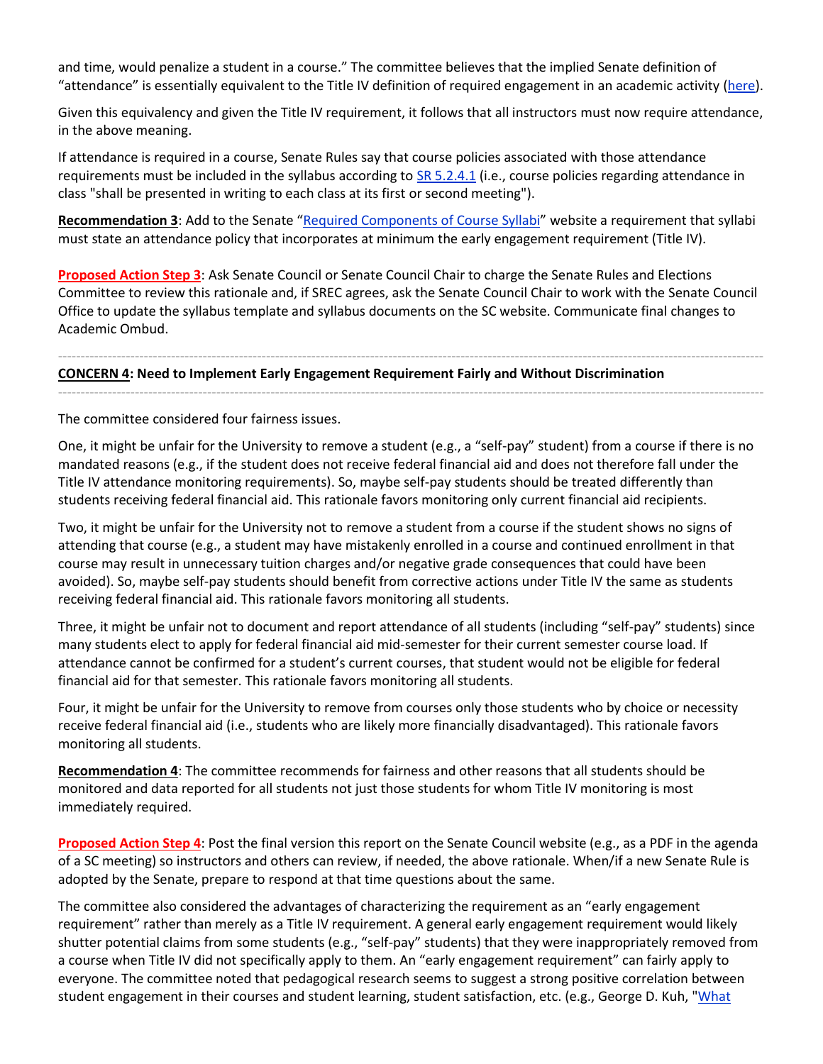and time, would penalize a student in a course." The committee believes that the implied Senate definition of "attendance" is essentially equivalent to the Title IV definition of required engagement in an academic activity (here).

Given this equivalency and given the Title IV requirement, it follows that all instructors must now require attendance, in the above meaning.

If attendance is required in a course, Senate Rules say that course policies associated with those attendance requirements must be included in the syllabus according to SR 5.2.4.1 (i.e., course policies regarding attendance in class "shall be presented in writing to each class at its first or second meeting").

**Recommendation 3**: Add to the Senate "Required Components of Course Syllabi" website a requirement that syllabi must state an attendance policy that incorporates at minimum the early engagement requirement (Title IV).

**Proposed Action Step 3**: Ask Senate Council or Senate Council Chair to charge the Senate Rules and Elections Committee to review this rationale and, if SREC agrees, ask the Senate Council Chair to work with the Senate Council Office to update the syllabus template and syllabus documents on the SC website. Communicate final changes to Academic Ombud.

---

**CONCERN 4: Need to Implement Early Engagement Requirement Fairly and Without Discrimination**

---

The committee considered four fairness issues.

One, it might be unfair for the University to remove a student (e.g., a "self-pay" student) from a course if there is no mandated reasons (e.g., if the student does not receive federal financial aid and does not therefore fall under the Title IV attendance monitoring requirements). So, maybe self-pay students should be treated differently than students receiving federal financial aid. This rationale favors monitoring only current financial aid recipients.

Two, it might be unfair for the University not to remove a student from a course if the student shows no signs of attending that course (e.g., a student may have mistakenly enrolled in a course and continued enrollment in that course may result in unnecessary tuition charges and/or negative grade consequences that could have been avoided). So, maybe self-pay students should benefit from corrective actions under Title IV the same as students receiving federal financial aid. This rationale favors monitoring all students.

Three, it might be unfair not to document and report attendance of all students (including "self-pay" students) since many students elect to apply for federal financial aid mid-semester for their current semester course load. If attendance cannot be confirmed for a student's current courses, that student would not be eligible for federal financial aid for that semester. This rationale favors monitoring all students.

Four, it might be unfair for the University to remove from courses only those students who by choice or necessity receive federal financial aid (i.e., students who are likely more financially disadvantaged). This rationale favors monitoring all students.

**Recommendation 4**: The committee recommends for fairness and other reasons that all students should be monitored and data reported for all students not just those students for whom Title IV monitoring is most immediately required.

**Proposed Action Step 4**: Post the final version this report on the Senate Council website (e.g., as a PDF in the agenda of a SC meeting) so instructors and others can review, if needed, the above rationale. When/if a new Senate Rule is adopted by the Senate, prepare to respond at that time questions about the same.

The committee also considered the advantages of characterizing the requirement as an "early engagement requirement" rather than merely as a Title IV requirement. A general early engagement requirement would likely shutter potential claims from some students (e.g., "self-pay" students) that they were inappropriately removed from a course when Title IV did not specifically apply to them. An "early engagement requirement" can fairly apply to everyone. The committee noted that pedagogical research seems to suggest a strong positive correlation between student engagement in their courses and student learning, student satisfaction, etc. (e.g., George D. Kuh, "What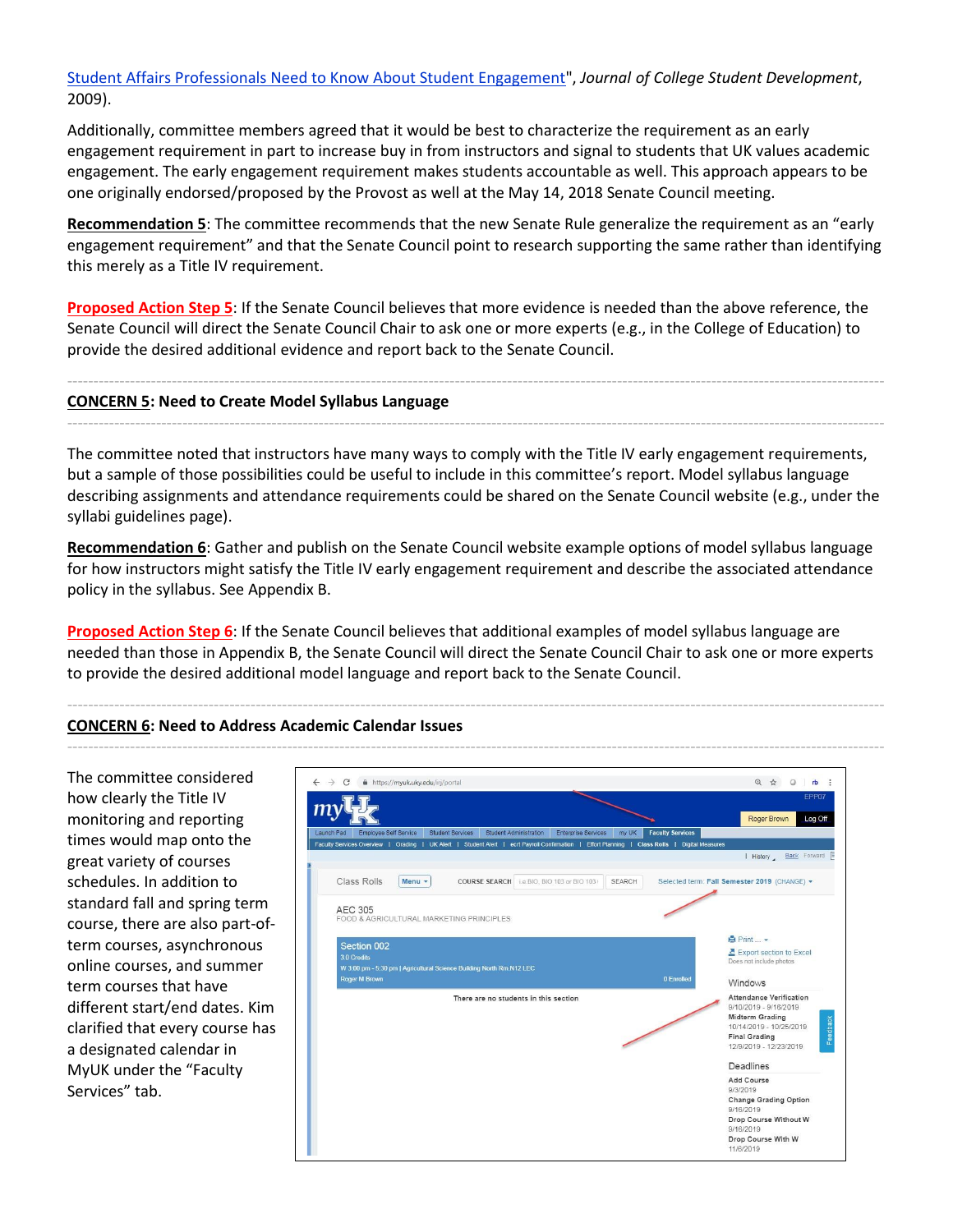[Student Affairs Professionals Need to Know About Student Engagement](", *Journal of College Student Development*, 2009).

Additionally, committee members agreed that it would be best to characterize the requirement as an early engagement requirement in part to increase buy in from instructors and signal to students that UK values academic engagement. The early engagement requirement makes students accountable as well. This approach appears to be one originally endorsed/proposed by the Provost as well at the May 14, 2018 Senate Council meeting.

**Recommendation 5**: The committee recommends that the new Senate Rule generalize the requirement as an "early engagement requirement" and that the Senate Council point to research supporting the same rather than identifying this merely as a Title IV requirement.

**Proposed Action Step 5**: If the Senate Council believes that more evidence is needed than the above reference, the Senate Council will direct the Senate Council Chair to ask one or more experts (e.g., in the College of Education) to provide the desired additional evidence and report back to the Senate Council.

---

**CONCERN 5: Need to Create Model Syllabus Language**

---

The committee noted that instructors have many ways to comply with the Title IV early engagement requirements, but a sample of those possibilities could be useful to include in this committee's report. Model syllabus language describing assignments and attendance requirements could be shared on the Senate Council website (e.g., under the syllabi guidelines page).

**Recommendation 6**: Gather and publish on the Senate Council website example options of model syllabus language for how instructors might satisfy the Title IV early engagement requirement and describe the associated attendance policy in the syllabus. See Appendix B.

**Proposed Action Step 6**: If the Senate Council believes that additional examples of model syllabus language are needed than those in Appendix B, the Senate Council will direct the Senate Council Chair to ask one or more experts to provide the desired additional model language and report back to the Senate Council.

---

**CONCERN 6: Need to Address Academic Calendar Issues**

---

The committee considered how clearly the Title IV monitoring and reporting times would map onto the great variety of courses schedules. In addition to standard fall and spring term course, there are also part-of-term courses, asynchronous online courses, and summer term courses that have different start/end dates. Kim clarified that every course has a designated calendar in MyUK under the "Faculty Services" tab.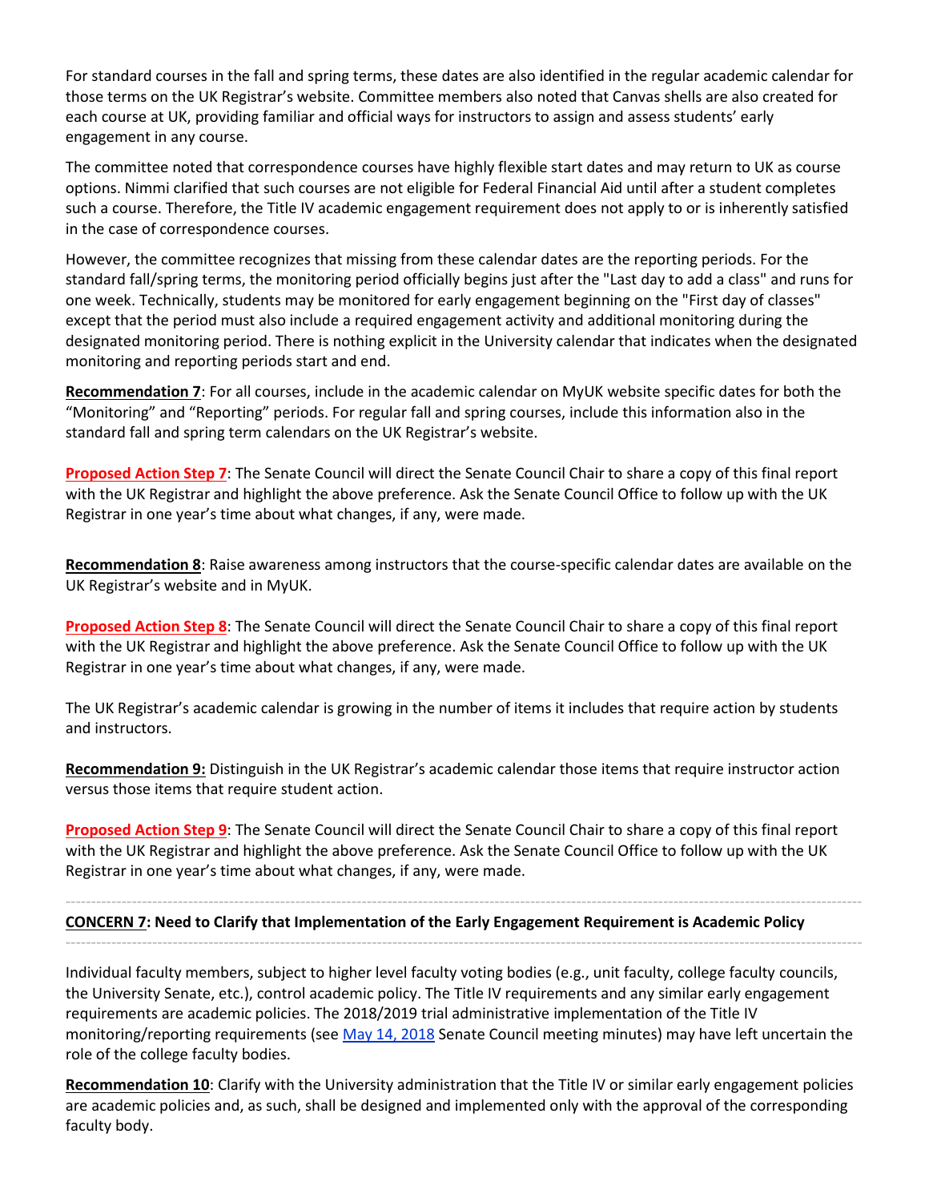For standard courses in the fall and spring terms, these dates are also identified in the regular academic calendar for those terms on the UK Registrar's website. Committee members also noted that Canvas shells are also created for each course at UK, providing familiar and official ways for instructors to assign and assess students' early engagement in any course.

The committee noted that correspondence courses have highly flexible start dates and may return to UK as course options. Nimmi clarified that such courses are not eligible for Federal Financial Aid until after a student completes such a course. Therefore, the Title IV academic engagement requirement does not apply to or is inherently satisfied in the case of correspondence courses.

However, the committee recognizes that missing from these calendar dates are the reporting periods. For the standard fall/spring terms, the monitoring period officially begins just after the "Last day to add a class" and runs for one week. Technically, students may be monitored for early engagement beginning on the "First day of classes" except that the period must also include a required engagement activity and additional monitoring during the designated monitoring period. There is nothing explicit in the University calendar that indicates when the designated monitoring and reporting periods start and end.

**Recommendation 7**: For all courses, include in the academic calendar on MyUK website specific dates for both the "Monitoring" and "Reporting" periods. For regular fall and spring courses, include this information also in the standard fall and spring term calendars on the UK Registrar's website.

**Proposed Action Step 7**: The Senate Council will direct the Senate Council Chair to share a copy of this final report with the UK Registrar and highlight the above preference. Ask the Senate Council Office to follow up with the UK Registrar in one year's time about what changes, if any, were made.

**Recommendation 8**: Raise awareness among instructors that the course-specific calendar dates are available on the UK Registrar's website and in MyUK.

**Proposed Action Step 8**: The Senate Council will direct the Senate Council Chair to share a copy of this final report with the UK Registrar and highlight the above preference. Ask the Senate Council Office to follow up with the UK Registrar in one year's time about what changes, if any, were made.

The UK Registrar's academic calendar is growing in the number of items it includes that require action by students and instructors.

**Recommendation 9:** Distinguish in the UK Registrar's academic calendar those items that require instructor action versus those items that require student action.

**Proposed Action Step 9**: The Senate Council will direct the Senate Council Chair to share a copy of this final report with the UK Registrar and highlight the above preference. Ask the Senate Council Office to follow up with the UK Registrar in one year's time about what changes, if any, were made.

---

**CONCERN 7: Need to Clarify that Implementation of the Early Engagement Requirement is Academic Policy**

---

Individual faculty members, subject to higher level faculty voting bodies (e.g., unit faculty, college faculty councils, the University Senate, etc.), control academic policy. The Title IV requirements and any similar early engagement requirements are academic policies. The 2018/2019 trial administrative implementation of the Title IV monitoring/reporting requirements (see May 14, 2018 Senate Council meeting minutes) may have left uncertain the role of the college faculty bodies.

**Recommendation 10**: Clarify with the University administration that the Title IV or similar early engagement policies are academic policies and, as such, shall be designed and implemented only with the approval of the corresponding faculty body.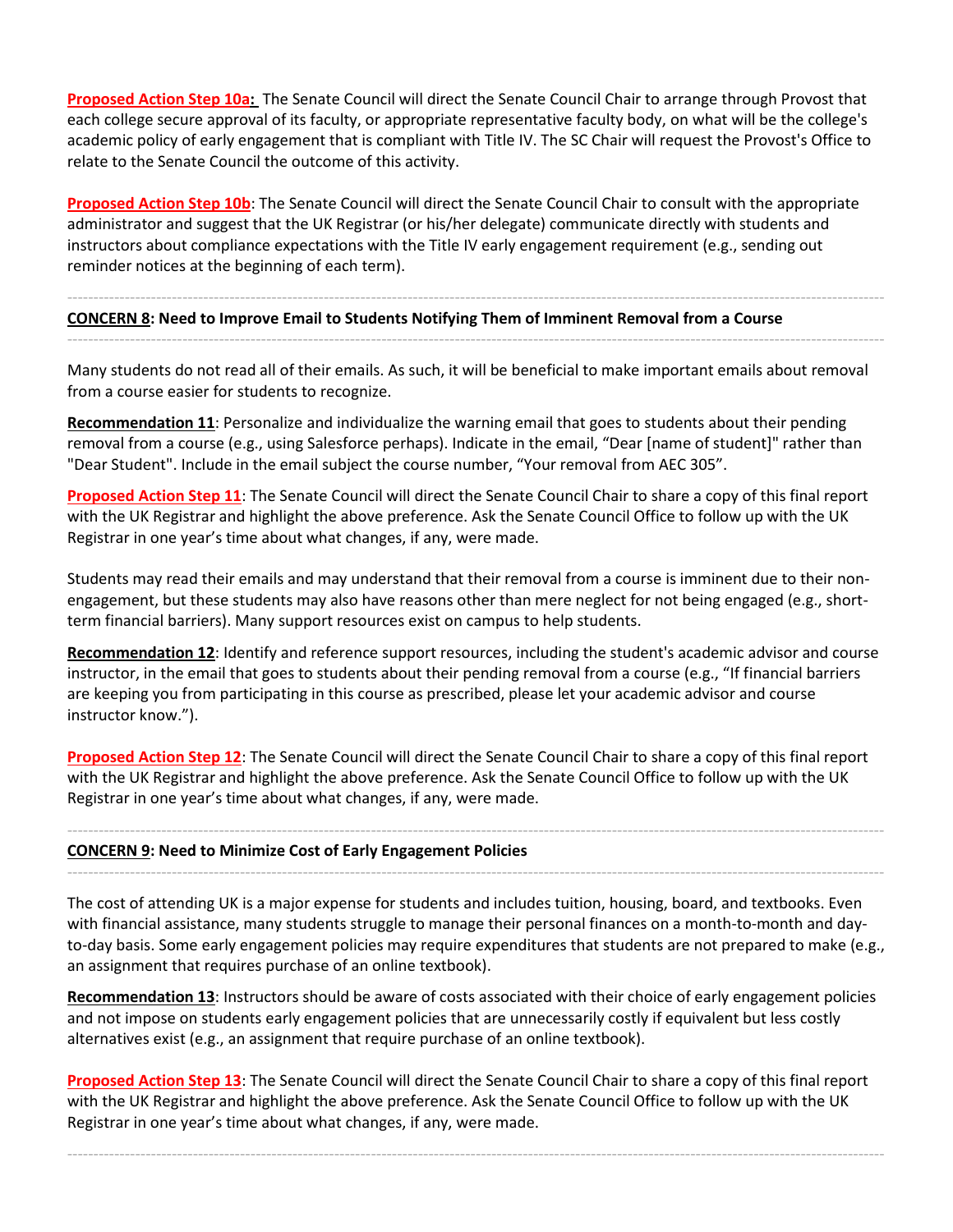**Proposed Action Step 10a:** The Senate Council will direct the Senate Council Chair to arrange through Provost that each college secure approval of its faculty, or appropriate representative faculty body, on what will be the college's academic policy of early engagement that is compliant with Title IV. The SC Chair will request the Provost's Office to relate to the Senate Council the outcome of this activity.

**Proposed Action Step 10b**: The Senate Council will direct the Senate Council Chair to consult with the appropriate administrator and suggest that the UK Registrar (or his/her delegate) communicate directly with students and instructors about compliance expectations with the Title IV early engagement requirement (e.g., sending out reminder notices at the beginning of each term).

---

**CONCERN 8: Need to Improve Email to Students Notifying Them of Imminent Removal from a Course**

---

Many students do not read all of their emails. As such, it will be beneficial to make important emails about removal from a course easier for students to recognize.

**Recommendation 11**: Personalize and individualize the warning email that goes to students about their pending removal from a course (e.g., using Salesforce perhaps). Indicate in the email, "Dear [name of student]" rather than "Dear Student". Include in the email subject the course number, "Your removal from AEC 305".

**Proposed Action Step 11**: The Senate Council will direct the Senate Council Chair to share a copy of this final report with the UK Registrar and highlight the above preference. Ask the Senate Council Office to follow up with the UK Registrar in one year's time about what changes, if any, were made.

Students may read their emails and may understand that their removal from a course is imminent due to their non-engagement, but these students may also have reasons other than mere neglect for not being engaged (e.g., short-term financial barriers). Many support resources exist on campus to help students.

**Recommendation 12**: Identify and reference support resources, including the student's academic advisor and course instructor, in the email that goes to students about their pending removal from a course (e.g., "If financial barriers are keeping you from participating in this course as prescribed, please let your academic advisor and course instructor know.").

**Proposed Action Step 12**: The Senate Council will direct the Senate Council Chair to share a copy of this final report with the UK Registrar and highlight the above preference. Ask the Senate Council Office to follow up with the UK Registrar in one year's time about what changes, if any, were made.

---

**CONCERN 9: Need to Minimize Cost of Early Engagement Policies**

---

The cost of attending UK is a major expense for students and includes tuition, housing, board, and textbooks. Even with financial assistance, many students struggle to manage their personal finances on a month-to-month and day-to-day basis. Some early engagement policies may require expenditures that students are not prepared to make (e.g., an assignment that requires purchase of an online textbook).

**Recommendation 13**: Instructors should be aware of costs associated with their choice of early engagement policies and not impose on students early engagement policies that are unnecessarily costly if equivalent but less costly alternatives exist (e.g., an assignment that require purchase of an online textbook).

**Proposed Action Step 13**: The Senate Council will direct the Senate Council Chair to share a copy of this final report with the UK Registrar and highlight the above preference. Ask the Senate Council Office to follow up with the UK Registrar in one year's time about what changes, if any, were made.

---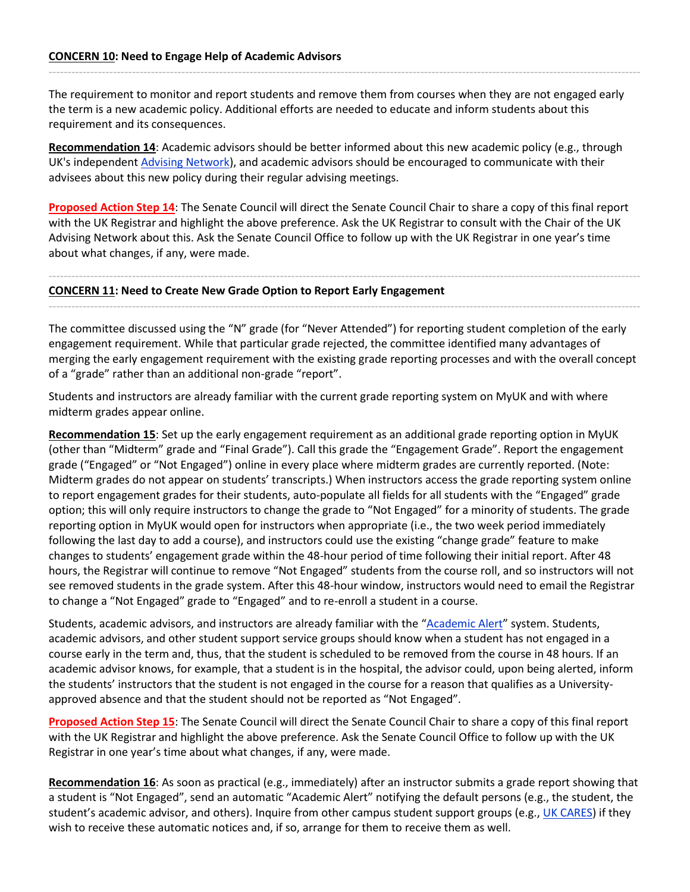**CONCERN 10: Need to Engage Help of Academic Advisors**

---

The requirement to monitor and report students and remove them from courses when they are not engaged early the term is a new academic policy. Additional efforts are needed to educate and inform students about this requirement and its consequences.

**Recommendation 14**: Academic advisors should be better informed about this new academic policy (e.g., through UK's independent Advising Network), and academic advisors should be encouraged to communicate with their advisees about this new policy during their regular advising meetings.

**Proposed Action Step 14**: The Senate Council will direct the Senate Council Chair to share a copy of this final report with the UK Registrar and highlight the above preference. Ask the UK Registrar to consult with the Chair of the UK Advising Network about this. Ask the Senate Council Office to follow up with the UK Registrar in one year's time about what changes, if any, were made.

---

**CONCERN 11: Need to Create New Grade Option to Report Early Engagement**

---

The committee discussed using the "N" grade (for "Never Attended") for reporting student completion of the early engagement requirement. While that particular grade rejected, the committee identified many advantages of merging the early engagement requirement with the existing grade reporting processes and with the overall concept of a "grade" rather than an additional non-grade "report".

Students and instructors are already familiar with the current grade reporting system on MyUK and with where midterm grades appear online.

**Recommendation 15**: Set up the early engagement requirement as an additional grade reporting option in MyUK (other than "Midterm" grade and "Final Grade"). Call this grade the "Engagement Grade". Report the engagement grade ("Engaged" or "Not Engaged") online in every place where midterm grades are currently reported. (Note: Midterm grades do not appear on students' transcripts.) When instructors access the grade reporting system online to report engagement grades for their students, auto-populate all fields for all students with the "Engaged" grade option; this will only require instructors to change the grade to "Not Engaged" for a minority of students. The grade reporting option in MyUK would open for instructors when appropriate (i.e., the two week period immediately following the last day to add a course), and instructors could use the existing "change grade" feature to make changes to students' engagement grade within the 48-hour period of time following their initial report. After 48 hours, the Registrar will continue to remove "Not Engaged" students from the course roll, and so instructors will not see removed students in the grade system. After this 48-hour window, instructors would need to email the Registrar to change a "Not Engaged" grade to "Engaged" and to re-enroll a student in a course.

Students, academic advisors, and instructors are already familiar with the "Academic Alert" system. Students, academic advisors, and other student support service groups should know when a student has not engaged in a course early in the term and, thus, that the student is scheduled to be removed from the course in 48 hours. If an academic advisor knows, for example, that a student is in the hospital, the advisor could, upon being alerted, inform the students' instructors that the student is not engaged in the course for a reason that qualifies as a University-approved absence and that the student should not be reported as "Not Engaged".

**Proposed Action Step 15**: The Senate Council will direct the Senate Council Chair to share a copy of this final report with the UK Registrar and highlight the above preference. Ask the Senate Council Office to follow up with the UK Registrar in one year's time about what changes, if any, were made.

**Recommendation 16**: As soon as practical (e.g., immediately) after an instructor submits a grade report showing that a student is "Not Engaged", send an automatic "Academic Alert" notifying the default persons (e.g., the student, the student's academic advisor, and others). Inquire from other campus student support groups (e.g., UK CARES) if they wish to receive these automatic notices and, if so, arrange for them to receive them as well.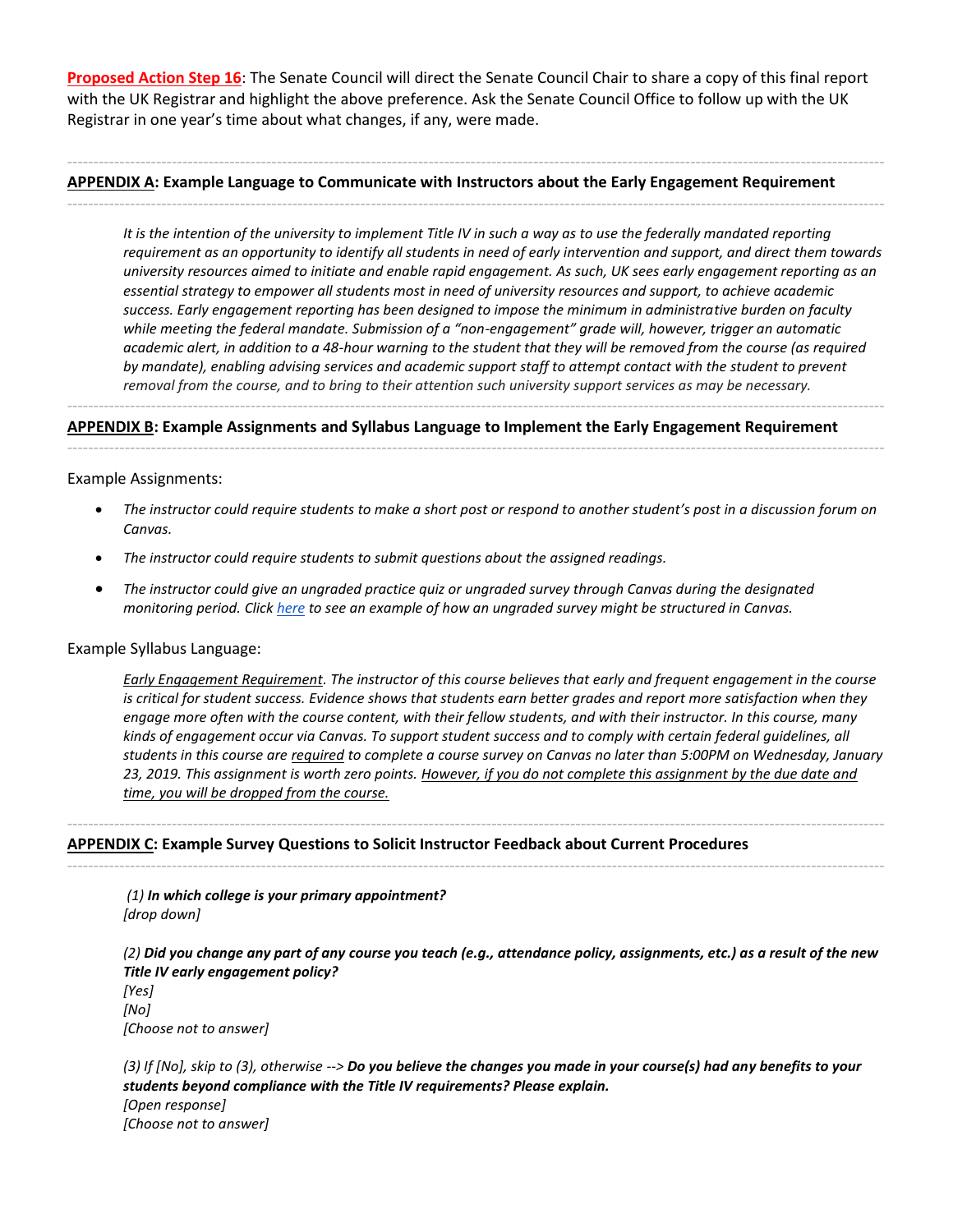**Proposed Action Step 16**: The Senate Council will direct the Senate Council Chair to share a copy of this final report with the UK Registrar and highlight the above preference. Ask the Senate Council Office to follow up with the UK Registrar in one year's time about what changes, if any, were made.

---

## **APPENDIX A**: Example Language to Communicate with Instructors about the Early Engagement Requirement

---

*It is the intention of the university to implement Title IV in such a way as to use the federally mandated reporting requirement as an opportunity to identify all students in need of early intervention and support, and direct them towards university resources aimed to initiate and enable rapid engagement. As such, UK sees early engagement reporting as an essential strategy to empower all students most in need of university resources and support, to achieve academic success. Early engagement reporting has been designed to impose the minimum in administrative burden on faculty while meeting the federal mandate. Submission of a "non-engagement" grade will, however, trigger an automatic academic alert, in addition to a 48-hour warning to the student that they will be removed from the course (as required by mandate), enabling advising services and academic support staff to attempt contact with the student to prevent removal from the course, and to bring to their attention such university support services as may be necessary.*

---

## **APPENDIX B**: Example Assignments and Syllabus Language to Implement the Early Engagement Requirement

---

Example Assignments:

- *The instructor could require students to make a short post or respond to another student's post in a discussion forum on Canvas.*
- *The instructor could require students to submit questions about the assigned readings.*
- *The instructor could give an ungraded practice quiz or ungraded survey through Canvas during the designated monitoring period. Click here to see an example of how an ungraded survey might be structured in Canvas.*

Example Syllabus Language:

*Early Engagement Requirement. The instructor of this course believes that early and frequent engagement in the course is critical for student success. Evidence shows that students earn better grades and report more satisfaction when they engage more often with the course content, with their fellow students, and with their instructor. In this course, many kinds of engagement occur via Canvas. To support student success and to comply with certain federal guidelines, all students in this course are required to complete a course survey on Canvas no later than 5:00PM on Wednesday, January 23, 2019. This assignment is worth zero points. However, if you do not complete this assignment by the due date and time, you will be dropped from the course.*

---

## **APPENDIX C**: Example Survey Questions to Solicit Instructor Feedback about Current Procedures

---

*(1)* ***In which college is your primary appointment?***
*[drop down]*

*(2)* ***Did you change any part of any course you teach (e.g., attendance policy, assignments, etc.) as a result of the new Title IV early engagement policy?***
*[Yes]*
*[No]*
*[Choose not to answer]*

*(3) If [No], skip to (3), otherwise -->* ***Do you believe the changes you made in your course(s) had any benefits to your students beyond compliance with the Title IV requirements? Please explain.***
*[Open response]*
*[Choose not to answer]*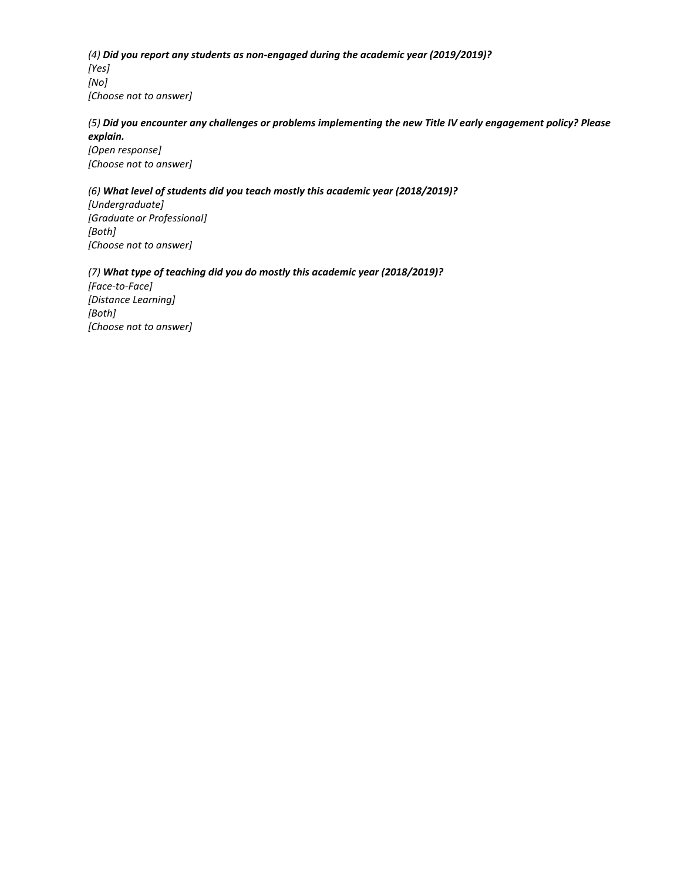*(4) **Did you report any students as non-engaged during the academic year (2019/2019)?***
*[Yes]*
*[No]*
*[Choose not to answer]*

*(5) **Did you encounter any challenges or problems implementing the new Title IV early engagement policy? Please explain.***
*[Open response]*
*[Choose not to answer]*

*(6) **What level of students did you teach mostly this academic year (2018/2019)?***
*[Undergraduate]*
*[Graduate or Professional]*
*[Both]*
*[Choose not to answer]*

*(7) **What type of teaching did you do mostly this academic year (2018/2019)?***
*[Face-to-Face]*
*[Distance Learning]*
*[Both]*
*[Choose not to answer]*